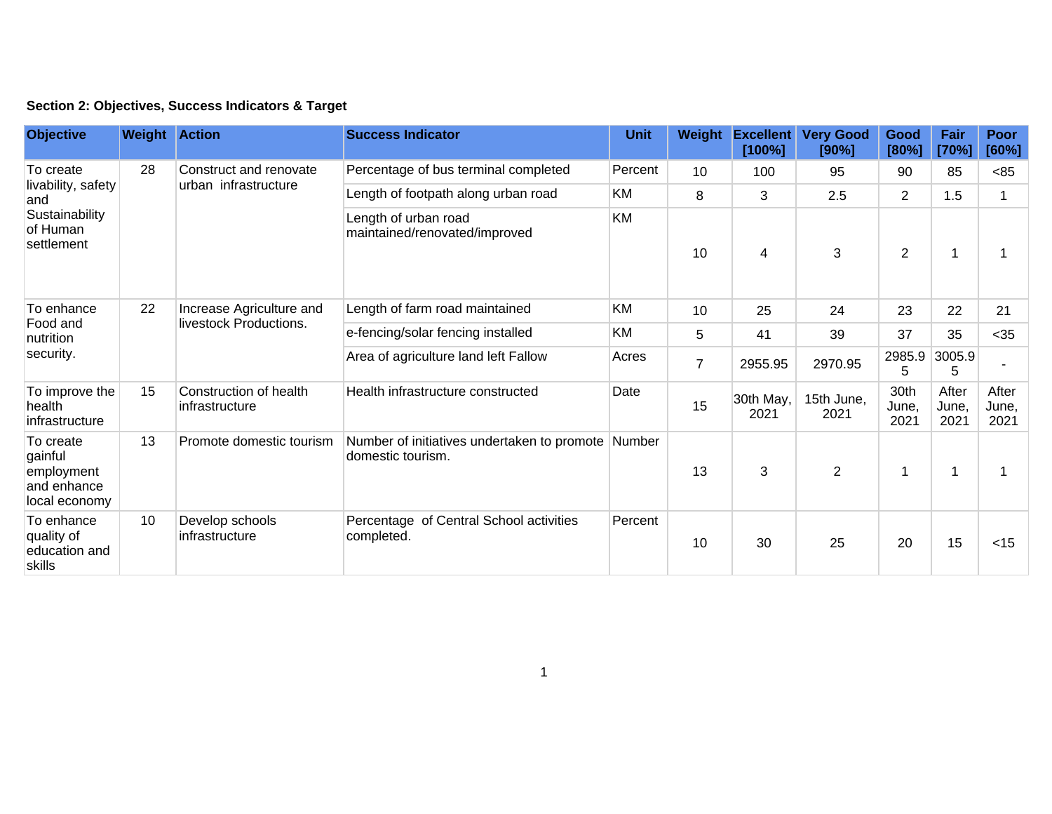**Section 2: Objectives, Success Indicators & Target**

| Objective | Weight | Action | Success Indicator | Unit | Weight | Excellent [100%] | Very Good [90%] | Good [80%] | Fair [70%] | Poor [60%] |
|---|---|---|---|---|---|---|---|---|---|---|
| To create livability, safety and Sustainability of Human settlement | 28 | Construct and renovate urban infrastructure | Percentage of bus terminal completed | Percent | 10 | 100 | 95 | 90 | 85 | <85 |
| | | | Length of footpath along urban road | KM | 8 | 3 | 2.5 | 2 | 1.5 | 1 |
| | | | Length of urban road maintained/renovated/improved | KM | 10 | 4 | 3 | 2 | 1 | 1 |
| To enhance Food and nutrition security. | 22 | Increase Agriculture and livestock Productions. | Length of farm road maintained | KM | 10 | 25 | 24 | 23 | 22 | 21 |
| | | | e-fencing/solar fencing installed | KM | 5 | 41 | 39 | 37 | 35 | <35 |
| | | | Area of agriculture land left Fallow | Acres | 7 | 2955.95 | 2970.95 | 2985.95 | 3005.95 | - |
| To improve the health infrastructure | 15 | Construction of health infrastructure | Health infrastructure constructed | Date | 15 | 30th May, 2021 | 15th June, 2021 | 30th June, 2021 | After June, 2021 | After June, 2021 |
| To create gainful employment and enhance local economy | 13 | Promote domestic tourism | Number of initiatives undertaken to promote domestic tourism. | Number | 13 | 3 | 2 | 1 | 1 | 1 |
| To enhance quality of education and skills | 10 | Develop schools infrastructure | Percentage of Central School activities completed. | Percent | 10 | 30 | 25 | 20 | 15 | <15 |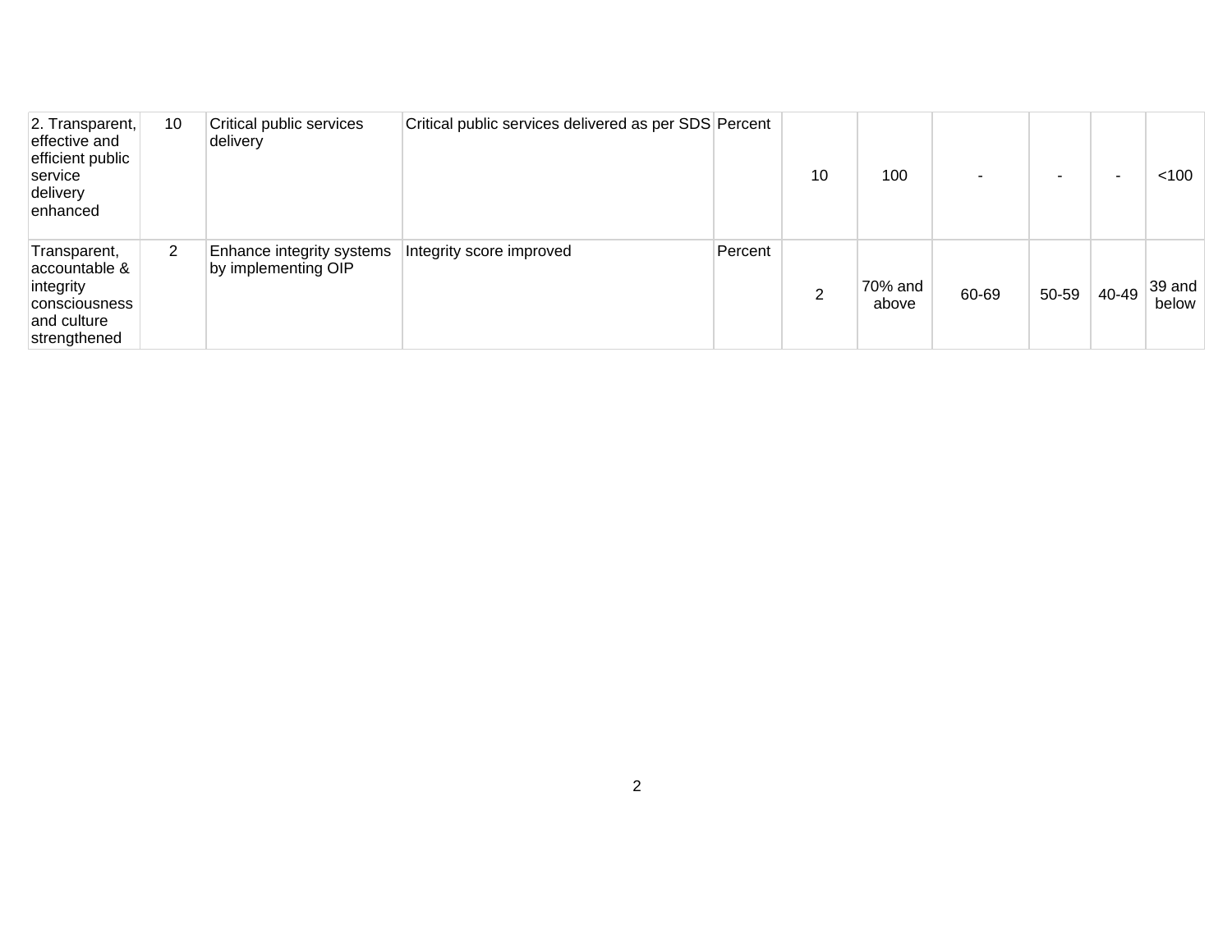| | | | | | | | | | | |
|---|---|---|---|---|---|---|---|---|---|---|
| 2. Transparent, effective and efficient public service delivery enhanced | 10 | Critical public services delivery | Critical public services delivered as per SDS | Percent | 10 | 100 | - | - | - | <100 |
| Transparent, accountable & integrity consciousness and culture strengthened | 2 | Enhance integrity systems by implementing OIP | Integrity score improved | Percent | 2 | 70% and above | 60-69 | 50-59 | 40-49 | 39 and below |